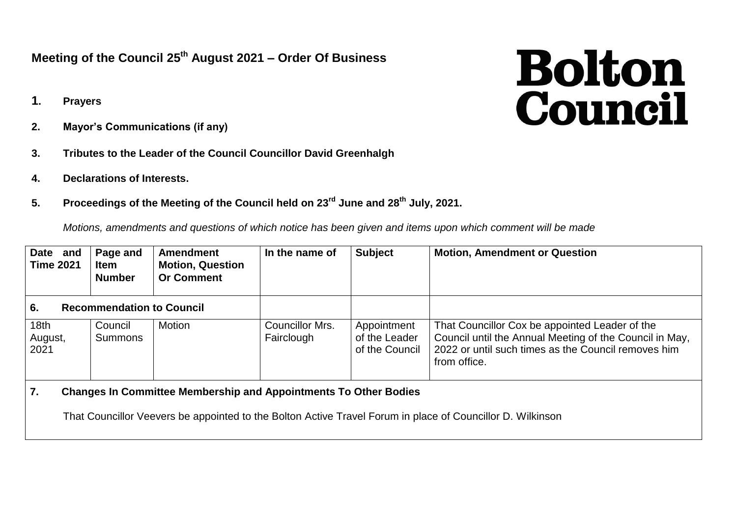# Meeting of the Council 25th August 2021 – Order Of Business

**Bolton Council**

1. **Prayers**

2. **Mayor's Communications (if any)**

3. **Tributes to the Leader of the Council Councillor David Greenhalgh**

4. **Declarations of Interests.**

5. **Proceedings of the Meeting of the Council held on 23rd June and 28th July, 2021.**

*Motions, amendments and questions of which notice has been given and items upon which comment will be made*

| Date and Time 2021 | Page and Item Number | Amendment Motion, Question Or Comment | In the name of | Subject | Motion, Amendment or Question |
|---|---|---|---|---|---|
| **6. Recommendation to Council** | | | | | |
| 18th August, 2021 | Council Summons | Motion | Councillor Mrs. Fairclough | Appointment of the Leader of the Council | That Councillor Cox be appointed Leader of the Council until the Annual Meeting of the Council in May, 2022 or until such times as the Council removes him from office. |
| **7. Changes In Committee Membership and Appointments To Other Bodies** | | | | | |
| That Councillor Veevers be appointed to the Bolton Active Travel Forum in place of Councillor D. Wilkinson | | | | | |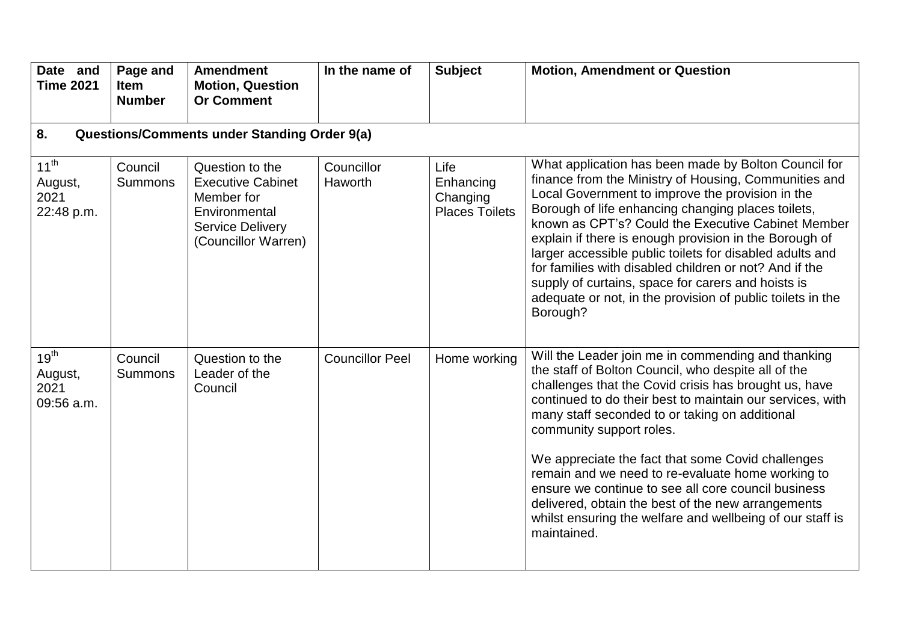| Date and Time 2021 | Page and Item Number | Amendment Motion, Question Or Comment | In the name of | Subject | Motion, Amendment or Question |
|---|---|---|---|---|---|
| **8. Questions/Comments under Standing Order 9(a)** | | | | | |
| 11th August, 2021 22:48 p.m. | Council Summons | Question to the Executive Cabinet Member for Environmental Service Delivery (Councillor Warren) | Councillor Haworth | Life Enhancing Changing Places Toilets | What application has been made by Bolton Council for finance from the Ministry of Housing, Communities and Local Government to improve the provision in the Borough of life enhancing changing places toilets, known as CPT's? Could the Executive Cabinet Member explain if there is enough provision in the Borough of larger accessible public toilets for disabled adults and for families with disabled children or not? And if the supply of curtains, space for carers and hoists is adequate or not, in the provision of public toilets in the Borough? |
| 19th August, 2021 09:56 a.m. | Council Summons | Question to the Leader of the Council | Councillor Peel | Home working | Will the Leader join me in commending and thanking the staff of Bolton Council, who despite all of the challenges that the Covid crisis has brought us, have continued to do their best to maintain our services, with many staff seconded to or taking on additional community support roles.<br><br>We appreciate the fact that some Covid challenges remain and we need to re-evaluate home working to ensure we continue to see all core council business delivered, obtain the best of the new arrangements whilst ensuring the welfare and wellbeing of our staff is maintained. |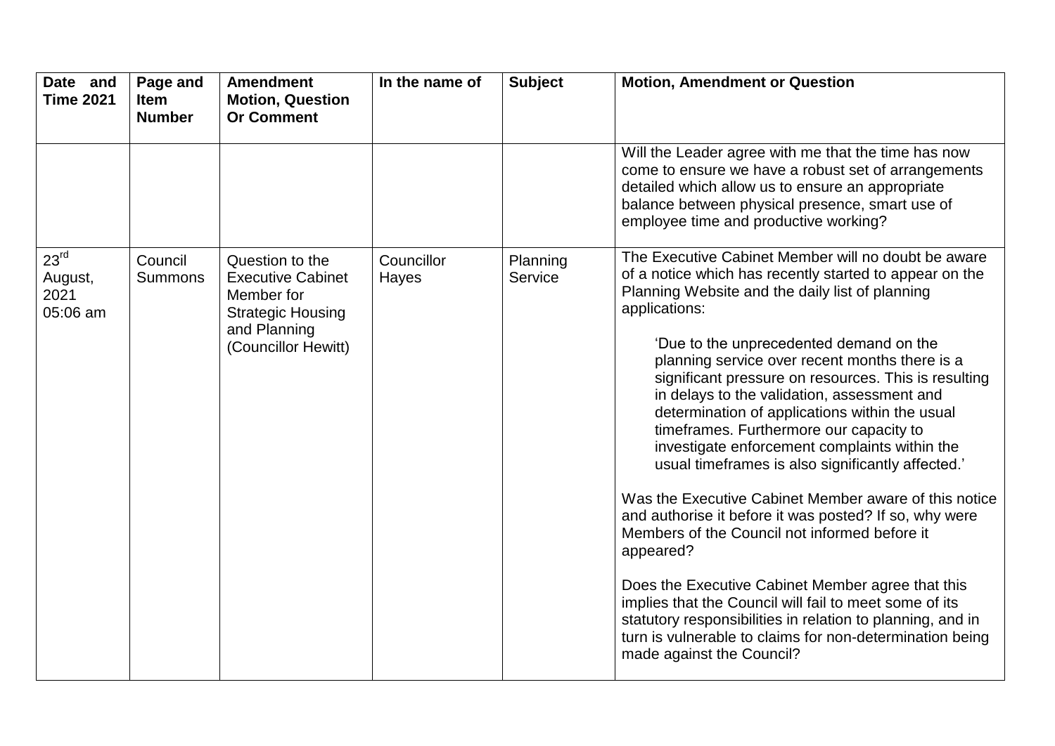| Date and Time 2021 | Page and Item Number | Amendment Motion, Question Or Comment | In the name of | Subject | Motion, Amendment or Question |
|---|---|---|---|---|---|
| | | | | | Will the Leader agree with me that the time has now come to ensure we have a robust set of arrangements detailed which allow us to ensure an appropriate balance between physical presence, smart use of employee time and productive working? |
| 23rd August, 2021 05:06 am | Council Summons | Question to the Executive Cabinet Member for Strategic Housing and Planning (Councillor Hewitt) | Councillor Hayes | Planning Service | The Executive Cabinet Member will no doubt be aware of a notice which has recently started to appear on the Planning Website and the daily list of planning applications:<br><br>'Due to the unprecedented demand on the planning service over recent months there is a significant pressure on resources. This is resulting in delays to the validation, assessment and determination of applications within the usual timeframes. Furthermore our capacity to investigate enforcement complaints within the usual timeframes is also significantly affected.'<br><br>Was the Executive Cabinet Member aware of this notice and authorise it before it was posted? If so, why were Members of the Council not informed before it appeared?<br><br>Does the Executive Cabinet Member agree that this implies that the Council will fail to meet some of its statutory responsibilities in relation to planning, and in turn is vulnerable to claims for non-determination being made against the Council? |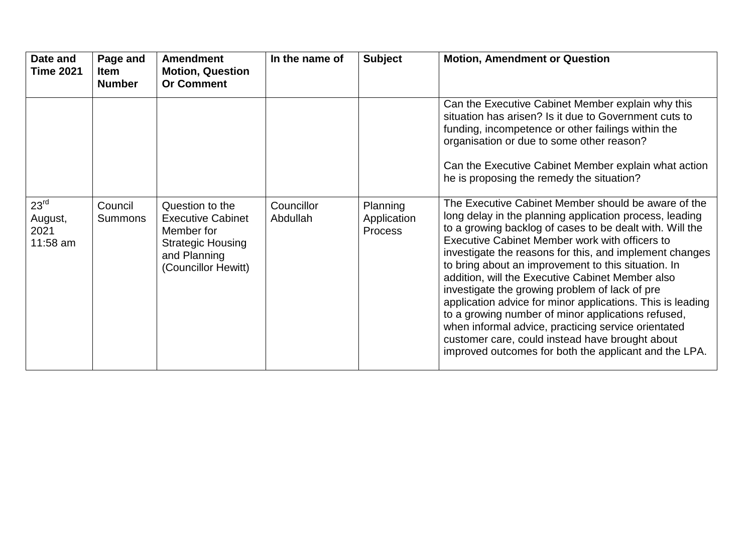| Date and Time 2021 | Page and Item Number | Amendment Motion, Question Or Comment | In the name of | Subject | Motion, Amendment or Question |
|---|---|---|---|---|---|
| | | | | | Can the Executive Cabinet Member explain why this situation has arisen? Is it due to Government cuts to funding, incompetence or other failings within the organisation or due to some other reason?<br><br>Can the Executive Cabinet Member explain what action he is proposing the remedy the situation? |
| 23rd August, 2021 11:58 am | Council Summons | Question to the Executive Cabinet Member for Strategic Housing and Planning (Councillor Hewitt) | Councillor Abdullah | Planning Application Process | The Executive Cabinet Member should be aware of the long delay in the planning application process, leading to a growing backlog of cases to be dealt with. Will the Executive Cabinet Member work with officers to investigate the reasons for this, and implement changes to bring about an improvement to this situation. In addition, will the Executive Cabinet Member also investigate the growing problem of lack of pre application advice for minor applications. This is leading to a growing number of minor applications refused, when informal advice, practicing service orientated customer care, could instead have brought about improved outcomes for both the applicant and the LPA. |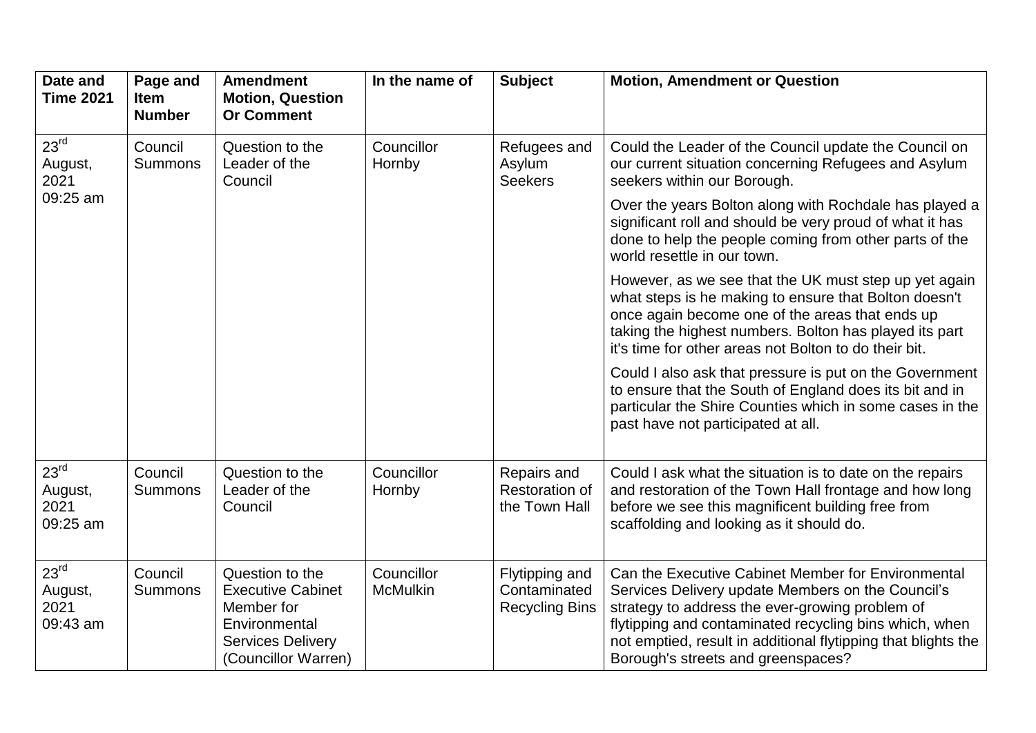| Date and Time 2021 | Page and Item Number | Amendment Motion, Question Or Comment | In the name of | Subject | Motion, Amendment or Question |
|---|---|---|---|---|---|
| 23rd August, 2021 09:25 am | Council Summons | Question to the Leader of the Council | Councillor Hornby | Refugees and Asylum Seekers | Could the Leader of the Council update the Council on our current situation concerning Refugees and Asylum seekers within our Borough.<br><br>Over the years Bolton along with Rochdale has played a significant roll and should be very proud of what it has done to help the people coming from other parts of the world resettle in our town.<br><br>However, as we see that the UK must step up yet again what steps is he making to ensure that Bolton doesn't once again become one of the areas that ends up taking the highest numbers. Bolton has played its part it's time for other areas not Bolton to do their bit.<br><br>Could I also ask that pressure is put on the Government to ensure that the South of England does its bit and in particular the Shire Counties which in some cases in the past have not participated at all. |
| 23rd August, 2021 09:25 am | Council Summons | Question to the Leader of the Council | Councillor Hornby | Repairs and Restoration of the Town Hall | Could I ask what the situation is to date on the repairs and restoration of the Town Hall frontage and how long before we see this magnificent building free from scaffolding and looking as it should do. |
| 23rd August, 2021 09:43 am | Council Summons | Question to the Executive Cabinet Member for Environmental Services Delivery (Councillor Warren) | Councillor McMulkin | Flytipping and Contaminated Recycling Bins | Can the Executive Cabinet Member for Environmental Services Delivery update Members on the Council's strategy to address the ever-growing problem of flytipping and contaminated recycling bins which, when not emptied, result in additional flytipping that blights the Borough's streets and greenspaces? |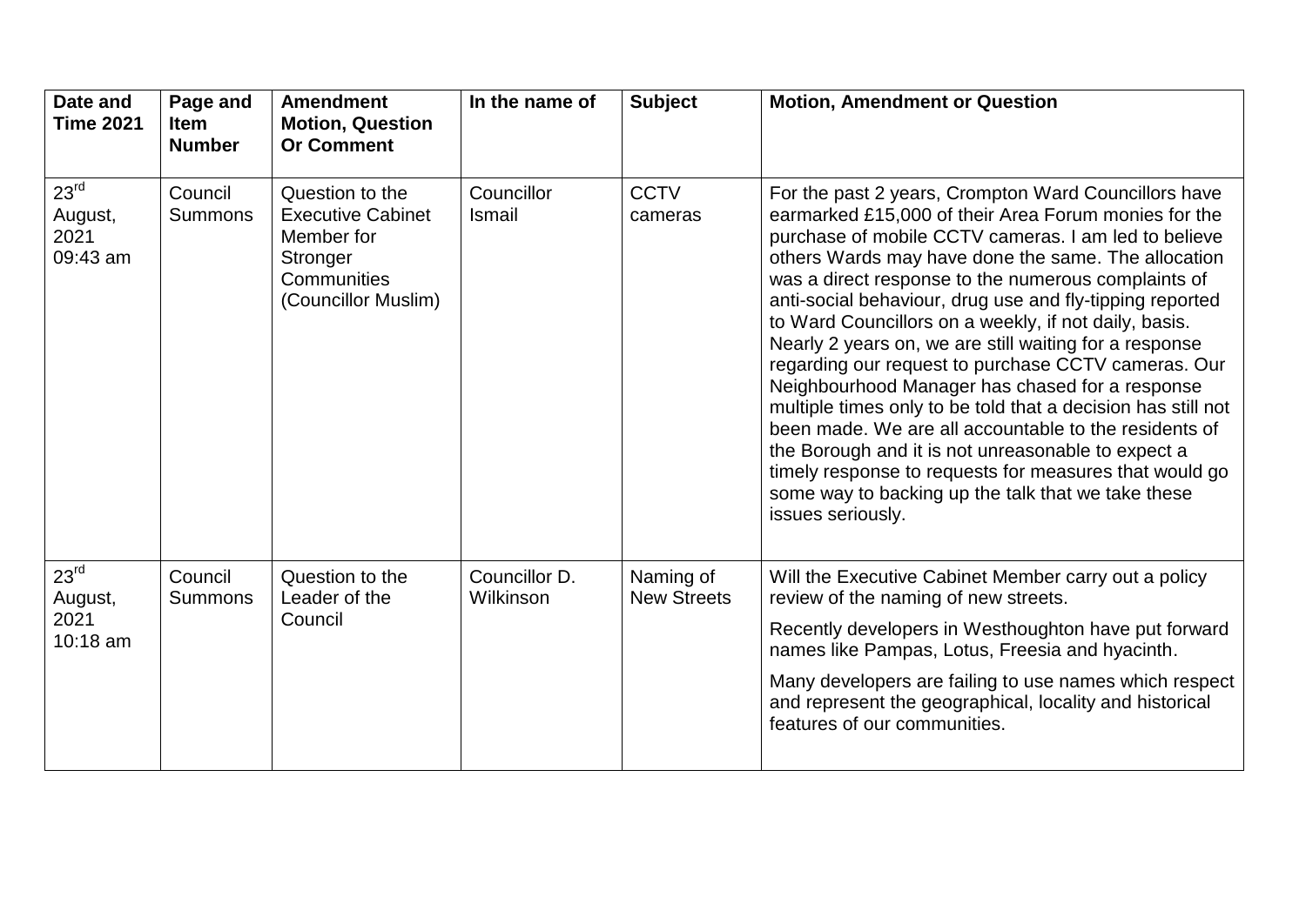| Date and Time 2021 | Page and Item Number | Amendment Motion, Question Or Comment | In the name of | Subject | Motion, Amendment or Question |
|---|---|---|---|---|---|
| 23rd August, 2021 09:43 am | Council Summons | Question to the Executive Cabinet Member for Stronger Communities (Councillor Muslim) | Councillor Ismail | CCTV cameras | For the past 2 years, Crompton Ward Councillors have earmarked £15,000 of their Area Forum monies for the purchase of mobile CCTV cameras. I am led to believe others Wards may have done the same. The allocation was a direct response to the numerous complaints of anti-social behaviour, drug use and fly-tipping reported to Ward Councillors on a weekly, if not daily, basis. Nearly 2 years on, we are still waiting for a response regarding our request to purchase CCTV cameras. Our Neighbourhood Manager has chased for a response multiple times only to be told that a decision has still not been made. We are all accountable to the residents of the Borough and it is not unreasonable to expect a timely response to requests for measures that would go some way to backing up the talk that we take these issues seriously. |
| 23rd August, 2021 10:18 am | Council Summons | Question to the Leader of the Council | Councillor D. Wilkinson | Naming of New Streets | Will the Executive Cabinet Member carry out a policy review of the naming of new streets.<br><br>Recently developers in Westhoughton have put forward names like Pampas, Lotus, Freesia and hyacinth.<br><br>Many developers are failing to use names which respect and represent the geographical, locality and historical features of our communities. |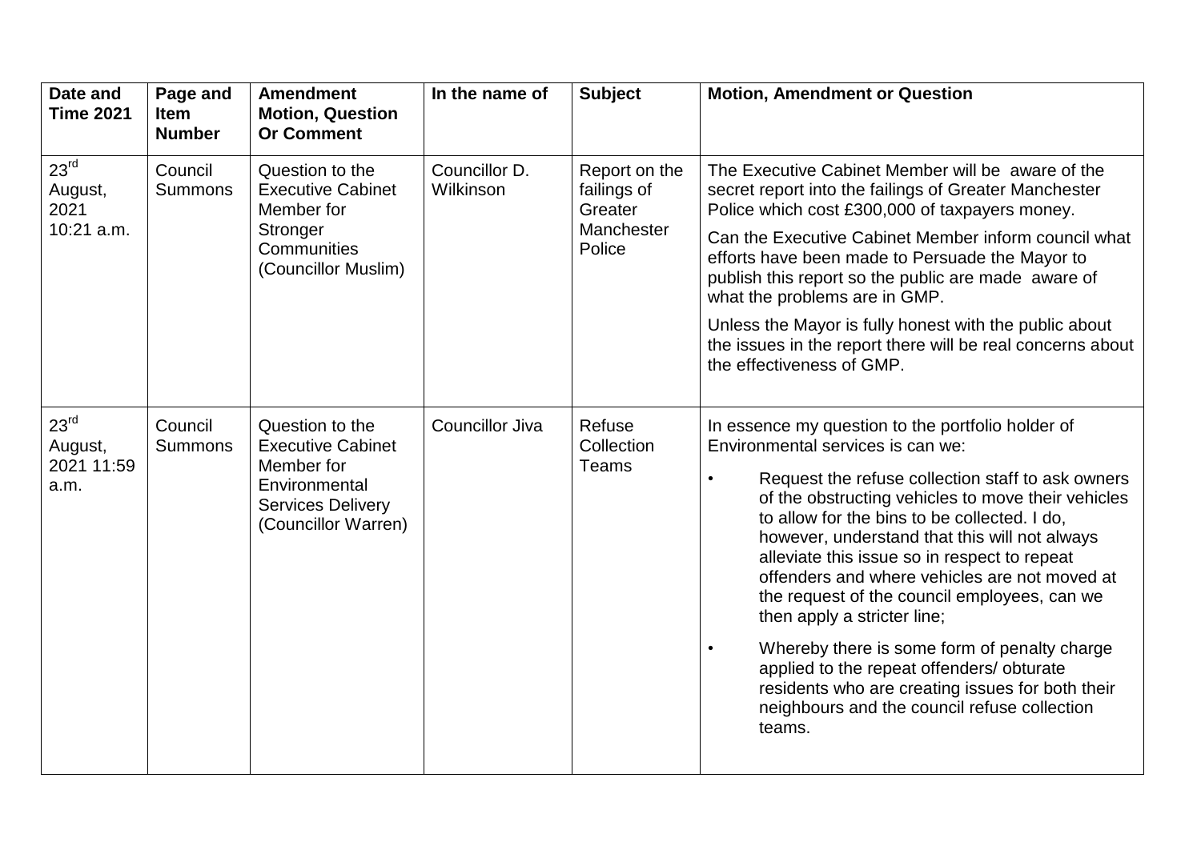| Date and Time 2021 | Page and Item Number | Amendment Motion, Question Or Comment | In the name of | Subject | Motion, Amendment or Question |
|---|---|---|---|---|---|
| 23rd August, 2021 10:21 a.m. | Council Summons | Question to the Executive Cabinet Member for Stronger Communities (Councillor Muslim) | Councillor D. Wilkinson | Report on the failings of Greater Manchester Police | The Executive Cabinet Member will be aware of the secret report into the failings of Greater Manchester Police which cost £300,000 of taxpayers money.<br><br>Can the Executive Cabinet Member inform council what efforts have been made to Persuade the Mayor to publish this report so the public are made aware of what the problems are in GMP.<br><br>Unless the Mayor is fully honest with the public about the issues in the report there will be real concerns about the effectiveness of GMP. |
| 23rd August, 2021 11:59 a.m. | Council Summons | Question to the Executive Cabinet Member for Environmental Services Delivery (Councillor Warren) | Councillor Jiva | Refuse Collection Teams | In essence my question to the portfolio holder of Environmental services is can we:<br><br>• Request the refuse collection staff to ask owners of the obstructing vehicles to move their vehicles to allow for the bins to be collected. I do, however, understand that this will not always alleviate this issue so in respect to repeat offenders and where vehicles are not moved at the request of the council employees, can we then apply a stricter line;<br><br>• Whereby there is some form of penalty charge applied to the repeat offenders/ obturate residents who are creating issues for both their neighbours and the council refuse collection teams. |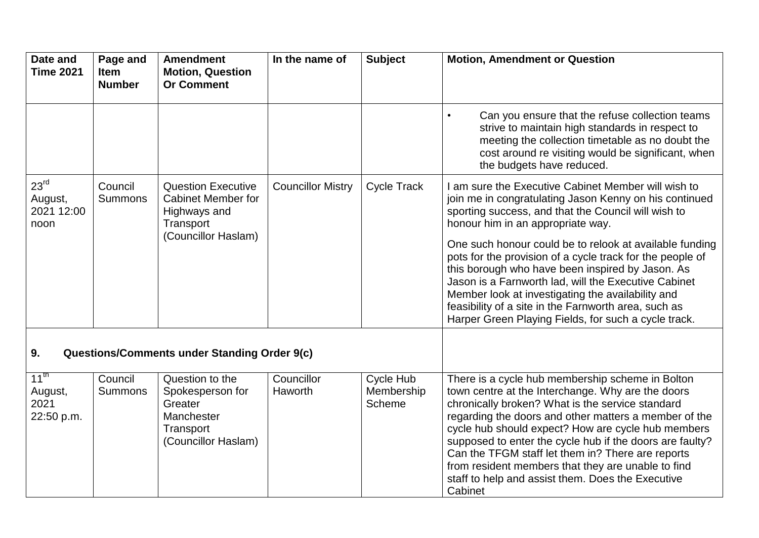| Date and Time 2021 | Page and Item Number | Amendment Motion, Question Or Comment | In the name of | Subject | Motion, Amendment or Question |
|---|---|---|---|---|---|
| | | | | | • Can you ensure that the refuse collection teams strive to maintain high standards in respect to meeting the collection timetable as no doubt the cost around re visiting would be significant, when the budgets have reduced. |
| 23rd August, 2021 12:00 noon | Council Summons | Question Executive Cabinet Member for Highways and Transport (Councillor Haslam) | Councillor Mistry | Cycle Track | I am sure the Executive Cabinet Member will wish to join me in congratulating Jason Kenny on his continued sporting success, and that the Council will wish to honour him in an appropriate way.<br><br>One such honour could be to relook at available funding pots for the provision of a cycle track for the people of this borough who have been inspired by Jason. As Jason is a Farnworth lad, will the Executive Cabinet Member look at investigating the availability and feasibility of a site in the Farnworth area, such as Harper Green Playing Fields, for such a cycle track. |
| **9. Questions/Comments under Standing Order 9(c)** | | | | | |
| 11th August, 2021 22:50 p.m. | Council Summons | Question to the Spokesperson for Greater Manchester Transport (Councillor Haslam) | Councillor Haworth | Cycle Hub Membership Scheme | There is a cycle hub membership scheme in Bolton town centre at the Interchange. Why are the doors chronically broken? What is the service standard regarding the doors and other matters a member of the cycle hub should expect? How are cycle hub members supposed to enter the cycle hub if the doors are faulty? Can the TFGM staff let them in? There are reports from resident members that they are unable to find staff to help and assist them. Does the Executive Cabinet |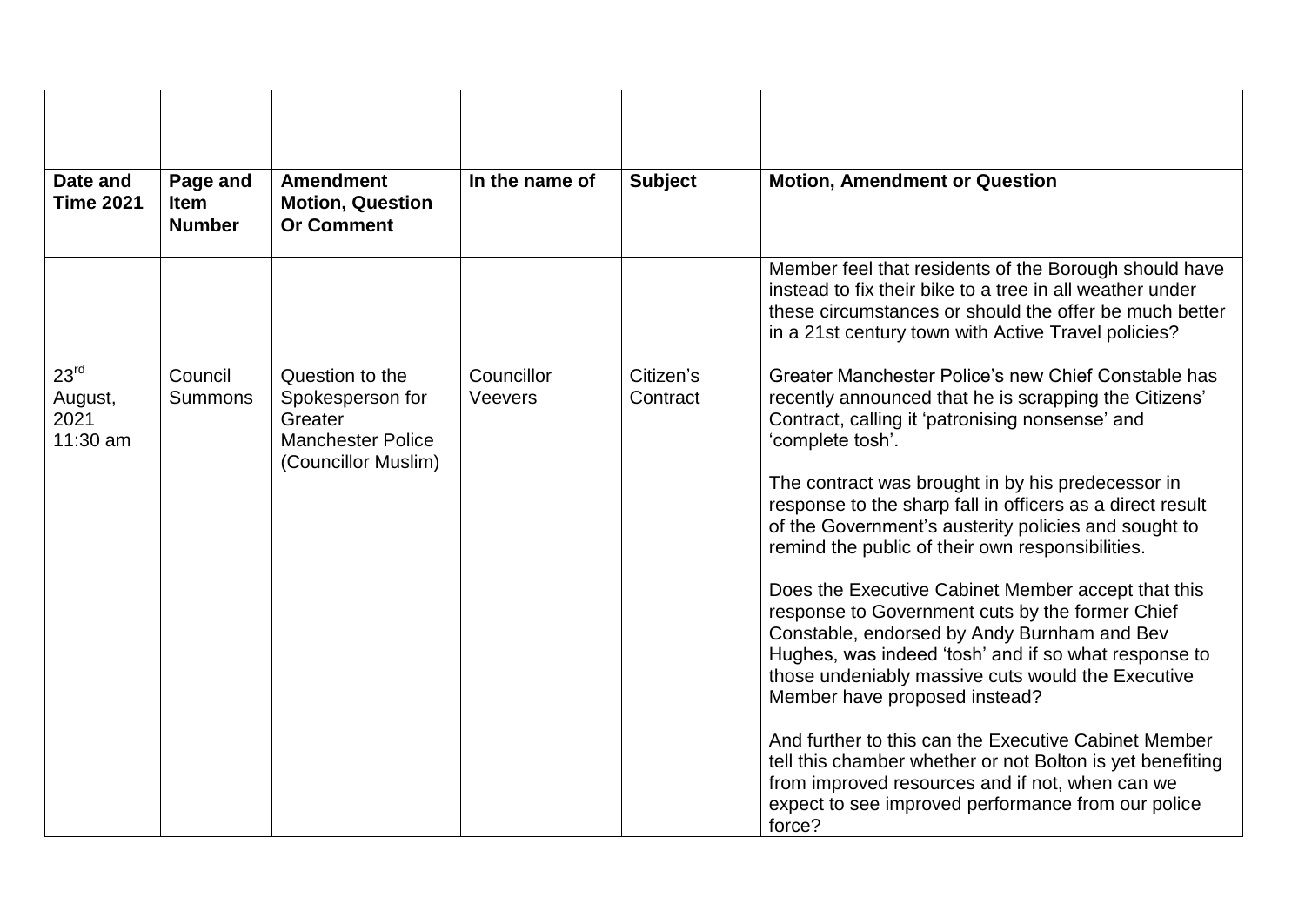| | | | | | |
|---|---|---|---|---|---|
| **Date and Time 2021** | **Page and Item Number** | **Amendment Motion, Question Or Comment** | **In the name of** | **Subject** | **Motion, Amendment or Question** |
| | | | | | Member feel that residents of the Borough should have instead to fix their bike to a tree in all weather under these circumstances or should the offer be much better in a 21st century town with Active Travel policies? |
| 23rd August, 2021 11:30 am | Council Summons | Question to the Spokesperson for Greater Manchester Police (Councillor Muslim) | Councillor Veevers | Citizen's Contract | Greater Manchester Police's new Chief Constable has recently announced that he is scrapping the Citizens' Contract, calling it 'patronising nonsense' and 'complete tosh'.<br><br>The contract was brought in by his predecessor in response to the sharp fall in officers as a direct result of the Government's austerity policies and sought to remind the public of their own responsibilities.<br><br>Does the Executive Cabinet Member accept that this response to Government cuts by the former Chief Constable, endorsed by Andy Burnham and Bev Hughes, was indeed 'tosh' and if so what response to those undeniably massive cuts would the Executive Member have proposed instead?<br><br>And further to this can the Executive Cabinet Member tell this chamber whether or not Bolton is yet benefiting from improved resources and if not, when can we expect to see improved performance from our police force? |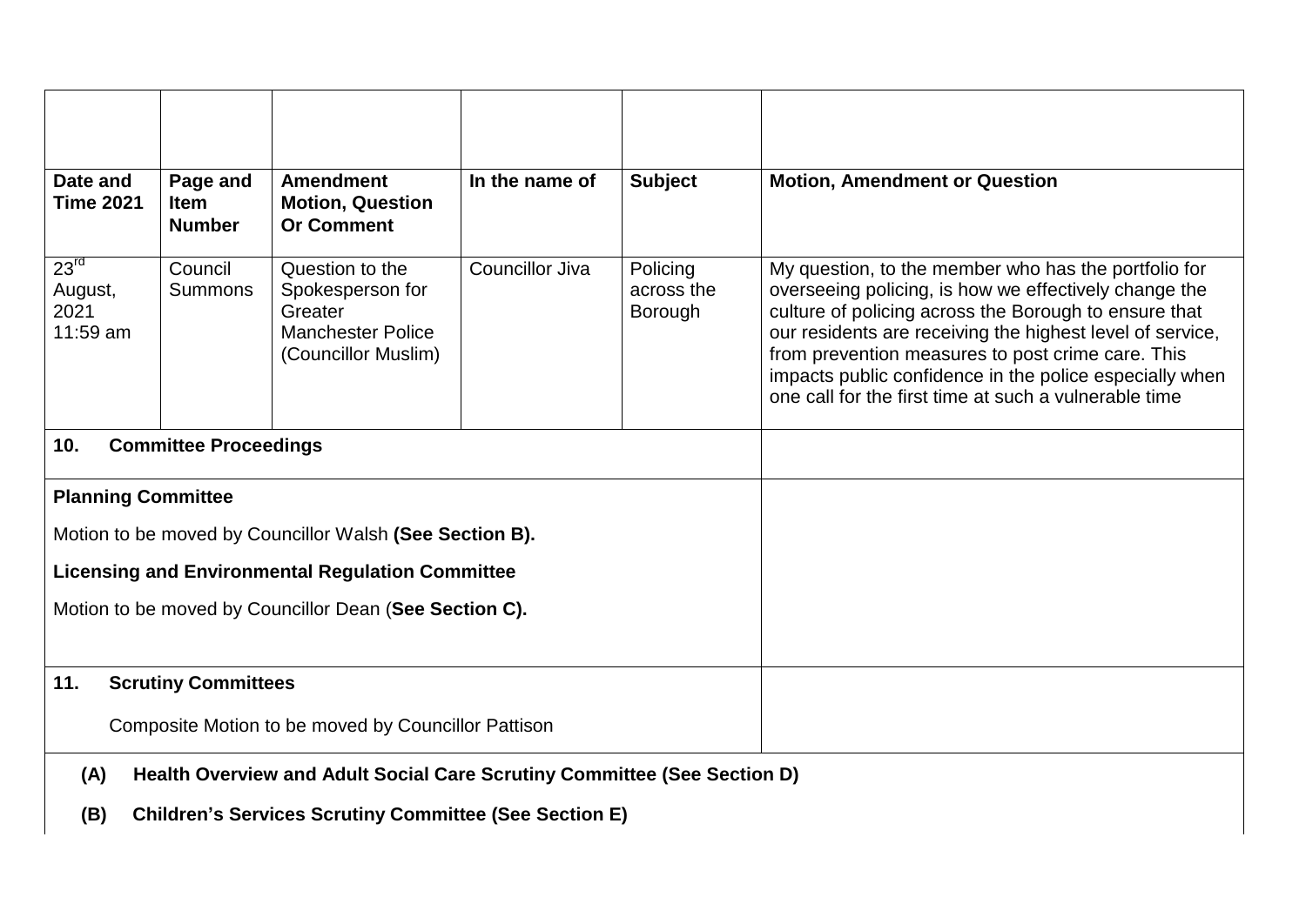| Date and Time 2021 | Page and Item Number | Amendment Motion, Question Or Comment | In the name of | Subject | Motion, Amendment or Question |
|---|---|---|---|---|---|
| 23rd August, 2021 11:59 am | Council Summons | Question to the Spokesperson for Greater Manchester Police (Councillor Muslim) | Councillor Jiva | Policing across the Borough | My question, to the member who has the portfolio for overseeing policing, is how we effectively change the culture of policing across the Borough to ensure that our residents are receiving the highest level of service, from prevention measures to post crime care. This impacts public confidence in the police especially when one call for the first time at such a vulnerable time |

**10. Committee Proceedings**

**Planning Committee**

Motion to be moved by Councillor Walsh **(See Section B).**

**Licensing and Environmental Regulation Committee**

Motion to be moved by Councillor Dean (**See Section C).**

**11. Scrutiny Committees**

Composite Motion to be moved by Councillor Pattison

**(A) Health Overview and Adult Social Care Scrutiny Committee (See Section D)**

**(B) Children's Services Scrutiny Committee (See Section E)**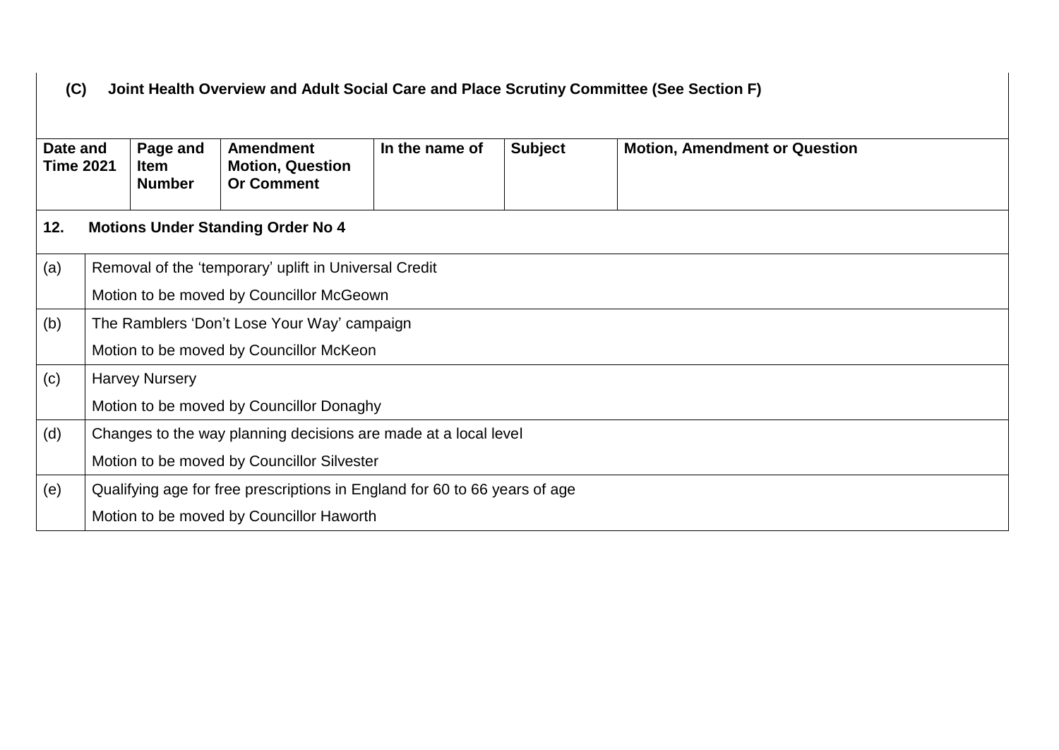**(C) Joint Health Overview and Adult Social Care and Place Scrutiny Committee (See Section F)**

| Date and Time 2021 | Page and Item Number | Amendment Motion, Question Or Comment | In the name of | Subject | Motion, Amendment or Question |
|---|---|---|---|---|---|
| **12. Motions Under Standing Order No 4** | | | | | |
| (a) | Removal of the 'temporary' uplift in Universal Credit<br>Motion to be moved by Councillor McGeown | | | | |
| (b) | The Ramblers 'Don't Lose Your Way' campaign<br>Motion to be moved by Councillor McKeon | | | | |
| (c) | Harvey Nursery<br>Motion to be moved by Councillor Donaghy | | | | |
| (d) | Changes to the way planning decisions are made at a local level<br>Motion to be moved by Councillor Silvester | | | | |
| (e) | Qualifying age for free prescriptions in England for 60 to 66 years of age<br>Motion to be moved by Councillor Haworth | | | | |